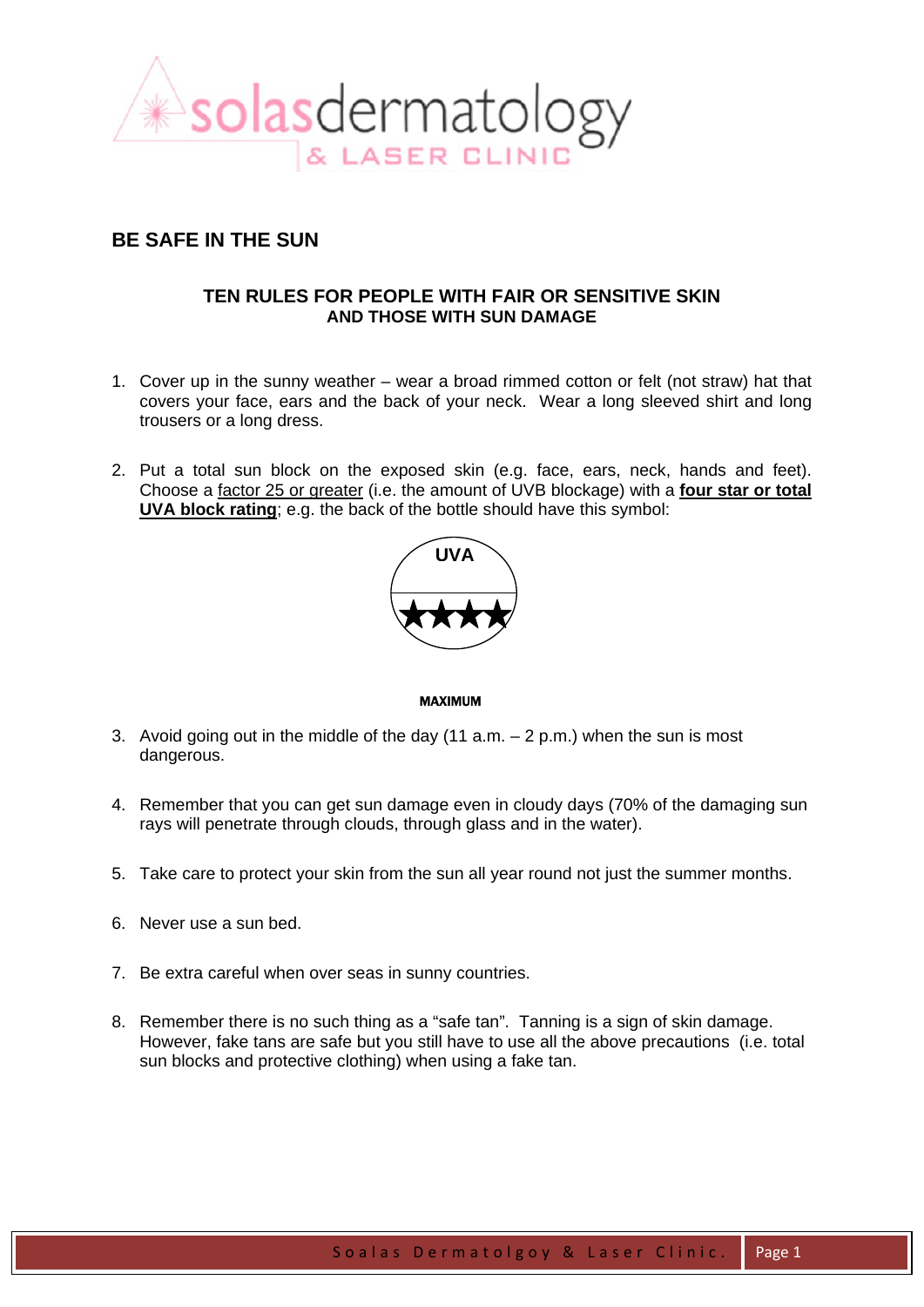## BE SAFE IN THE SUN

### TEN RULES FOR PEOPLE WITH FAIR OR SENSITIVE SKIN AND THOSE WITH SUN DAMAGE

1. Cover up in the sunny weather – wear a broad rimmed cotton or felt (not straw) hat that covers your face, ears and the back of your neck. Wear a long sleeved shirt and long trousers or a long dress.

2. Put a total sun block on the exposed skin (e.g. face, ears, neck, hands and feet). Choose a factor 25 or greater (i.e. the amount of UVB blockage) with a **four star or total UVA block rating**; e.g. the back of the bottle should have this symbol:

   UVA ★★★★

   **MAXIMUM**

3. Avoid going out in the middle of the day (11 a.m. – 2 p.m.) when the sun is most dangerous.

4. Remember that you can get sun damage even in cloudy days (70% of the damaging sun rays will penetrate through clouds, through glass and in the water).

5. Take care to protect your skin from the sun all year round not just the summer months.

6. Never use a sun bed.

7. Be extra careful when over seas in sunny countries.

8. Remember there is no such thing as a "safe tan". Tanning is a sign of skin damage. However, fake tans are safe but you still have to use all the above precautions (i.e. total sun blocks and protective clothing) when using a fake tan.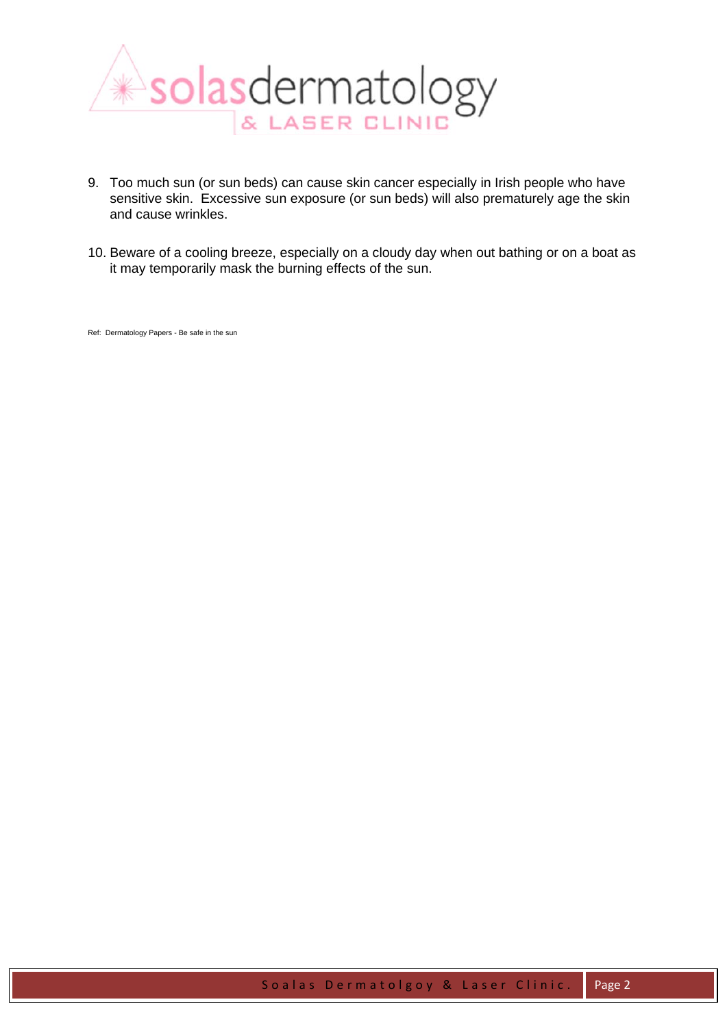9. Too much sun (or sun beds) can cause skin cancer especially in Irish people who have sensitive skin. Excessive sun exposure (or sun beds) will also prematurely age the skin and cause wrinkles.

10. Beware of a cooling breeze, especially on a cloudy day when out bathing or on a boat as it may temporarily mask the burning effects of the sun.

Ref: Dermatology Papers - Be safe in the sun